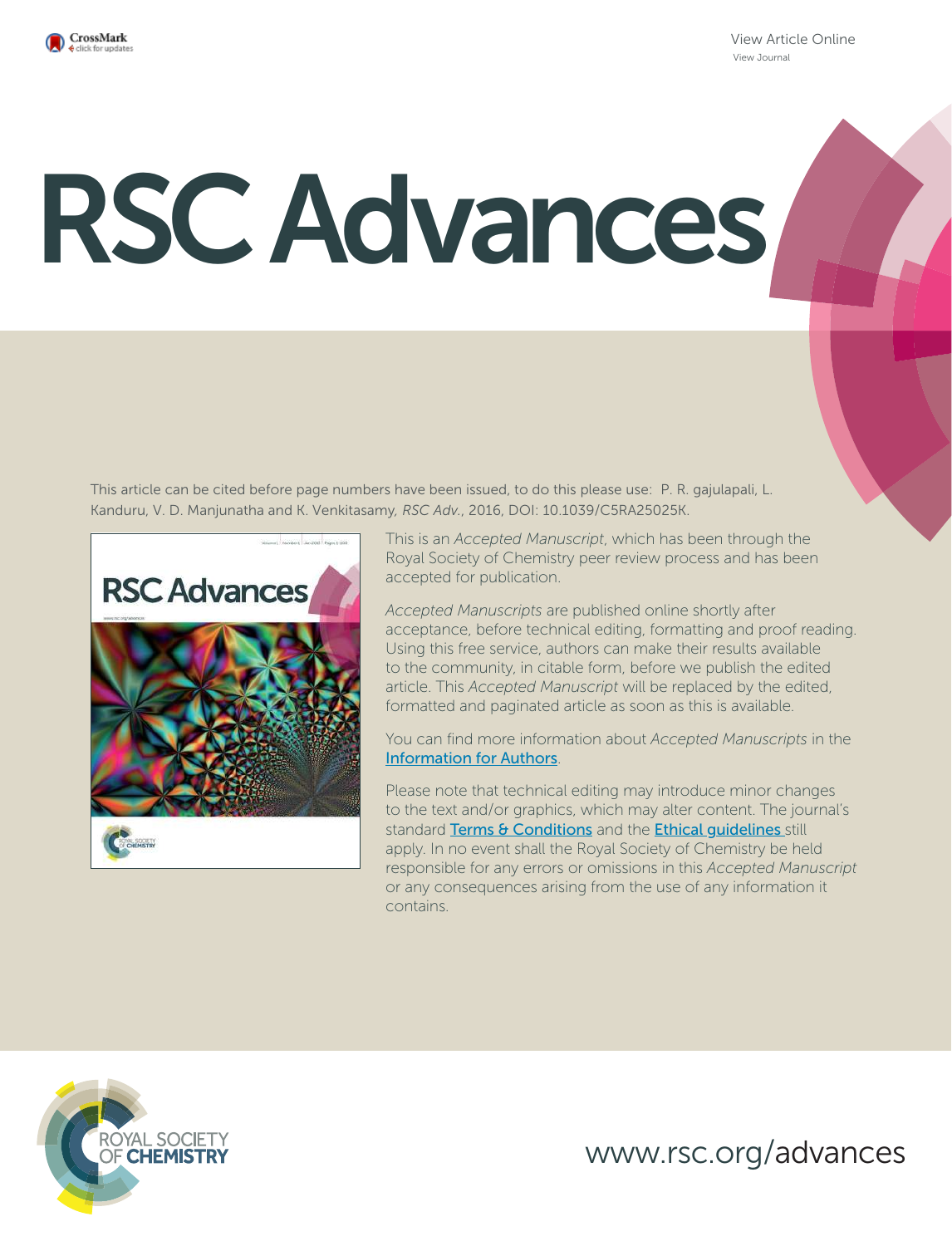# RSC Advances

This article can be cited before page numbers have been issued, to do this please use: P. R. gajulapali, L. Kanduru, V. D. Manjunatha and K. Venkitasamy, *RSC Adv.*, 2016, DOI: 10.1039/C5RA25025K.

This is an *Accepted Manuscript*, which has been through the Royal Society of Chemistry peer review process and has been accepted for publication.

*Accepted Manuscripts* are published online shortly after acceptance, before technical editing, formatting and proof reading. Using this free service, authors can make their results available to the community, in citable form, before we publish the edited article. This *Accepted Manuscript* will be replaced by the edited, formatted and paginated article as soon as this is available.

You can find more information about *Accepted Manuscripts* in the Information for Authors.

Please note that technical editing may introduce minor changes to the text and/or graphics, which may alter content. The journal's standard Terms & Conditions and the Ethical guidelines still apply. In no event shall the Royal Society of Chemistry be held responsible for any errors or omissions in this *Accepted Manuscript* or any consequences arising from the use of any information it contains.

www.rsc.org/advances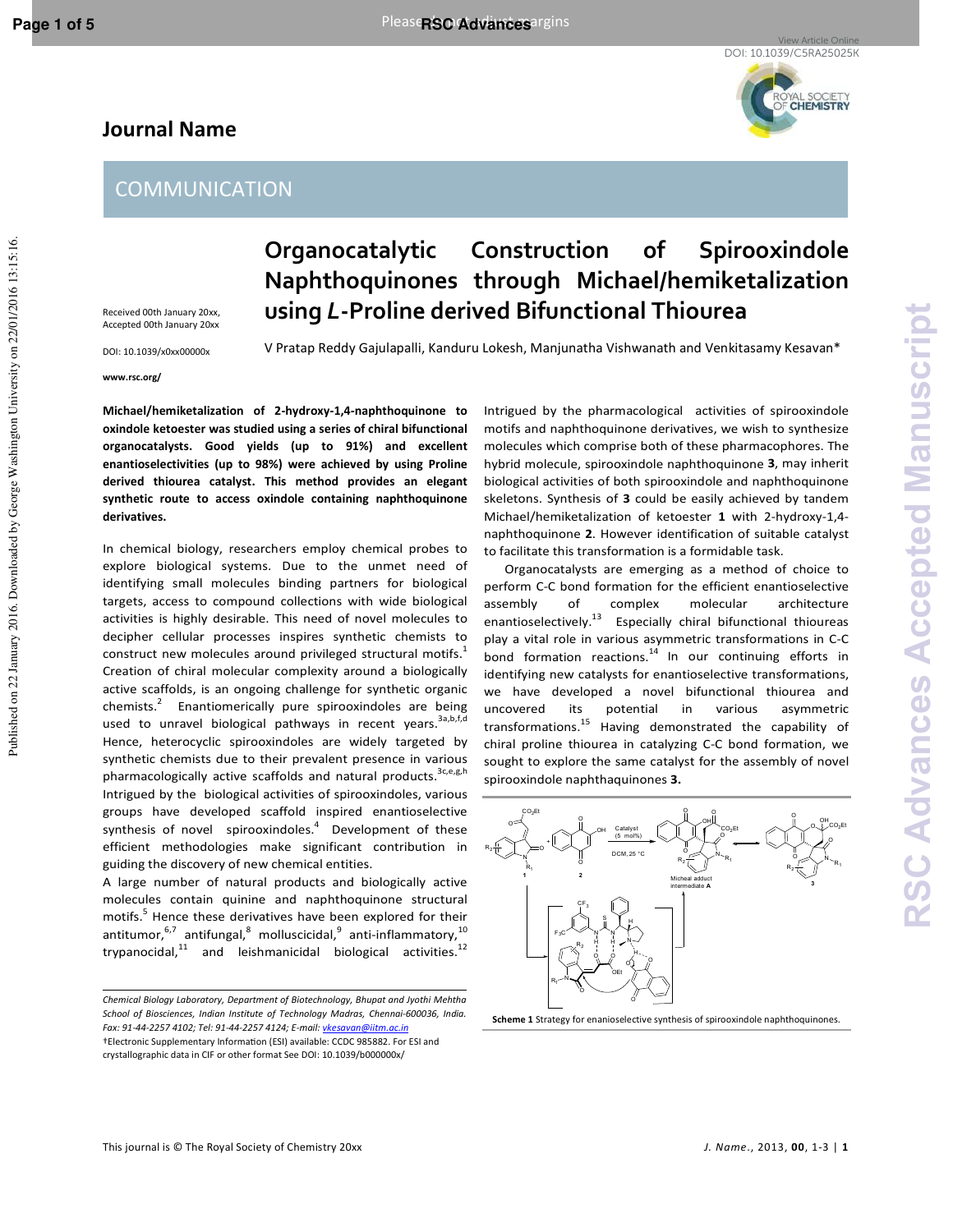# Organocatalytic Construction of Spirooxindole Naphthoquinones through Michael/hemiketalization using *L*-Proline derived Bifunctional Thiourea

V Pratap Reddy Gajulapalli, Kanduru Lokesh, Manjunatha Vishwanath and Venkitasamy Kesavan*

Received 00th January 20xx,
Accepted 00th January 20xx

DOI: 10.1039/x0xx00000x

www.rsc.org/

**Michael/hemiketalization of 2-hydroxy-1,4-naphthoquinone to oxindole ketoester was studied using a series of chiral bifunctional organocatalysts. Good yields (up to 91%) and excellent enantioselectivities (up to 98%) were achieved by using Proline derived thiourea catalyst. This method provides an elegant synthetic route to access oxindole containing naphthoquinone derivatives.**

In chemical biology, researchers employ chemical probes to explore biological systems. Due to the unmet need of identifying small molecules binding partners for biological targets, access to compound collections with wide biological activities is highly desirable. This need of novel molecules to decipher cellular processes inspires synthetic chemists to construct new molecules around privileged structural motifs.[1] Creation of chiral molecular complexity around a biologically active scaffolds, is an ongoing challenge for synthetic organic chemists.[2] Enantiomerically pure spirooxindoles are being used to unravel biological pathways in recent years.[3a,b,f,d] Hence, heterocyclic spirooxindoles are widely targeted by synthetic chemists due to their prevalent presence in various pharmacologically active scaffolds and natural products.[3c,e,g,h] Intrigued by the biological activities of spirooxindoles, various groups have developed scaffold inspired enantioselective synthesis of novel spirooxindoles.[4] Development of these efficient methodologies make significant contribution in guiding the discovery of new chemical entities.

A large number of natural products and biologically active molecules contain quinine and naphthoquinone structural motifs.[5] Hence these derivatives have been explored for their antitumor,[6,7] antifungal,[8] molluscicidal,[9] anti-inflammatory,[10] trypanocidal,[11] and leishmanicidal biological activities.[12]

Intrigued by the pharmacological activities of spirooxindole motifs and naphthoquinone derivatives, we wish to synthesize molecules which comprise both of these pharmacophores. The hybrid molecule, spirooxindole naphthoquinone **3**, may inherit biological activities of both spirooxindole and naphthoquinone skeletons. Synthesis of **3** could be easily achieved by tandem Michael/hemiketalization of ketoester **1** with 2-hydroxy-1,4-naphthoquinone **2**. However identification of suitable catalyst to facilitate this transformation is a formidable task.

Organocatalysts are emerging as a method of choice to perform C-C bond formation for the efficient enantioselective assembly of complex molecular architecture enantioselectively.[13] Especially chiral bifunctional thioureas play a vital role in various asymmetric transformations in C-C bond formation reactions.[14] In our continuing efforts in identifying new catalysts for enantioselective transformations, we have developed a novel bifunctional thiourea and uncovered its potential in various asymmetric transformations.[15] Having demonstrated the capability of chiral proline thiourea in catalyzing C-C bond formation, we sought to explore the same catalyst for the assembly of novel spirooxindole naphthaquinones **3.**

**Scheme 1** Strategy for enanioselective synthesis of spirooxindole naphthoquinones.

*Chemical Biology Laboratory, Department of Biotechnology, Bhupat and Jyothi Mehtha School of Biosciences, Indian Institute of Technology Madras, Chennai-600036, India. Fax: 91-44-2257 4102; Tel: 91-44-2257 4124; E-mail: vkesavan@iitm.ac.in*

†Electronic Supplementary Information (ESI) available: CCDC 985882. For ESI and crystallographic data in CIF or other format See DOI: 10.1039/b000000x/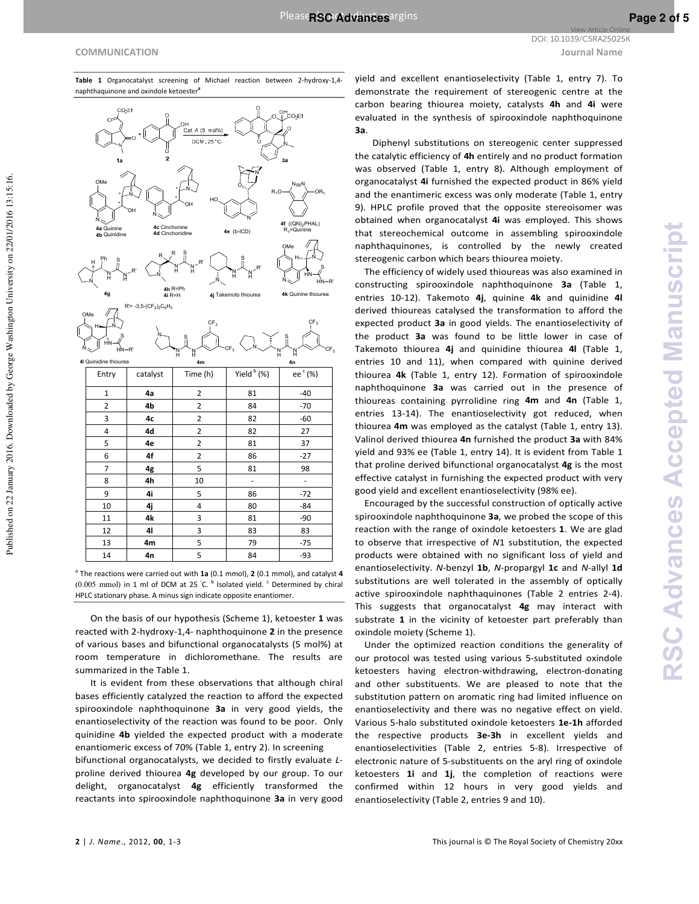**Table 1** Organocatalyst screening of Michael reaction between 2-hydroxy-1,4-naphthaquinone and oxindole ketoester[a]

| Entry | catalyst | Time (h) | Yield [b] (%) | ee [c] (%) |
|---|---|---|---|---|
| 1 | **4a** | 2 | 81 | -40 |
| 2 | **4b** | 2 | 84 | -70 |
| 3 | **4c** | 2 | 82 | -60 |
| 4 | **4d** | 2 | 82 | 27 |
| 5 | **4e** | 2 | 81 | 37 |
| 6 | **4f** | 2 | 86 | -27 |
| 7 | **4g** | 5 | 81 | 98 |
| 8 | **4h** | 10 | - | - |
| 9 | **4i** | 5 | 86 | -72 |
| 10 | **4j** | 4 | 80 | -84 |
| 11 | **4k** | 3 | 81 | -90 |
| 12 | **4l** | 3 | 83 | 83 |
| 13 | **4m** | 5 | 79 | -75 |
| 14 | **4n** | 5 | 84 | -93 |

[a] The reactions were carried out with **1a** (0.1 mmol), **2** (0.1 mmol), and catalyst **4** (0.005 mmol) in 1 ml of DCM at 25 °C. [b] Isolated yield. [c] Determined by chiral HPLC stationary phase. A minus sign indicate opposite enantiomer.

On the basis of our hypothesis (Scheme 1), ketoester **1** was reacted with 2-hydroxy-1,4- naphthaquinone **2** in the presence of various bases and bifunctional organocatalysts (5 mol%) at room temperature in dichloromethane. The results are summarized in the Table 1.

It is evident from these observations that although chiral bases efficiently catalyzed the reaction to afford the expected spirooxindole naphthoquinone **3a** in very good yields, the enantioselectivity of the reaction was found to be poor. Only quinidine **4b** yielded the expected product with a moderate enantiomeric excess of 70% (Table 1, entry 2). In screening bifunctional organocatalysts, we decided to firstly evaluate *L*-proline derived thiourea **4g** developed by our group. To our delight, organocatalyst **4g** efficiently transformed the reactants into spirooxindole naphthoquinone **3a** in very good yield and excellent enantioselectivity (Table 1, entry 7). To demonstrate the requirement of stereogenic centre at the carbon bearing thiourea moiety, catalysts **4h** and **4i** were evaluated in the synthesis of spirooxindole naphthoquinone **3a**.

Diphenyl substitutions on stereogenic center suppressed the catalytic efficiency of **4h** entirely and no product formation was observed (Table 1, entry 8). Although employment of organocatalyst **4i** furnished the expected product in 86% yield and the enantimeric excess was only moderate (Table 1, entry 9). HPLC profile proved that the opposite stereoisomer was obtained when organocatalyst **4i** was employed. This shows that stereochemical outcome in assembling spirooxindole naphthaquinones, is controlled by the newly created stereogenic carbon which bears thiourea moiety.

The efficiency of widely used thioureas was also examined in constructing spirooxindole naphthoquinone **3a** (Table 1, entries 10-12). Takemoto **4j**, quinine **4k** and quinidine **4l** derived thioureas catalysed the transformation to afford the expected product **3a** in good yields. The enantioselectivity of the product **3a** was found to be little lower in case of Takemoto thiourea **4j** and quinidine thiourea **4l** (Table 1, entries 10 and 11), when compared with quinine derived thiourea **4k** (Table 1, entry 12). Formation of spirooxindole naphthoquinone **3a** was carried out in the presence of thioureas containing pyrrolidine ring **4m** and **4n** (Table 1, entries 13-14). The enantioselectivity got reduced, when thiourea **4m** was employed as the catalyst (Table 1, entry 13). Valinol derived thiourea **4n** furnished the product **3a** with 84% yield and 93% ee (Table 1, entry 14). It is evident from Table 1 that proline derived bifunctional organocatalyst **4g** is the most effective catalyst in furnishing the expected product with very good yield and excellent enantioselectivity (98% ee).

Encouraged by the successful construction of optically active spirooxindole naphthoquinone **3a**, we probed the scope of this reaction with the range of oxindole ketoesters **1**. We are glad to observe that irrespective of *N*1 substitution, the expected products were obtained with no significant loss of yield and enantioselectivity. *N*-benzyl **1b**, *N*-propargyl **1c** and *N*-allyl **1d** substitutions are well tolerated in the assembly of optically active spirooxindole naphthaquinones (Table 2 entries 2-4). This suggests that organocatalyst **4g** may interact with substrate **1** in the vicinity of ketoester part preferably than oxindole moiety (Scheme 1).

Under the optimized reaction conditions the generality of our protocol was tested using various 5-substituted oxindole ketoesters having electron-withdrawing, electron-donating and other substituents. We are pleased to note that the substitution pattern on aromatic ring had limited influence on enantioselectivity and there was no negative effect on yield. Various 5-halo substituted oxindole ketoesters **1e-1h** afforded the respective products **3e-3h** in excellent yields and enantioselectivities (Table 2, entries 5-8). Irrespective of electronic nature of 5-substituents on the aryl ring of oxindole ketoesters **1i** and **1j**, the completion of reactions were confirmed within 12 hours in very good yields and enantioselectivity (Table 2, entries 9 and 10).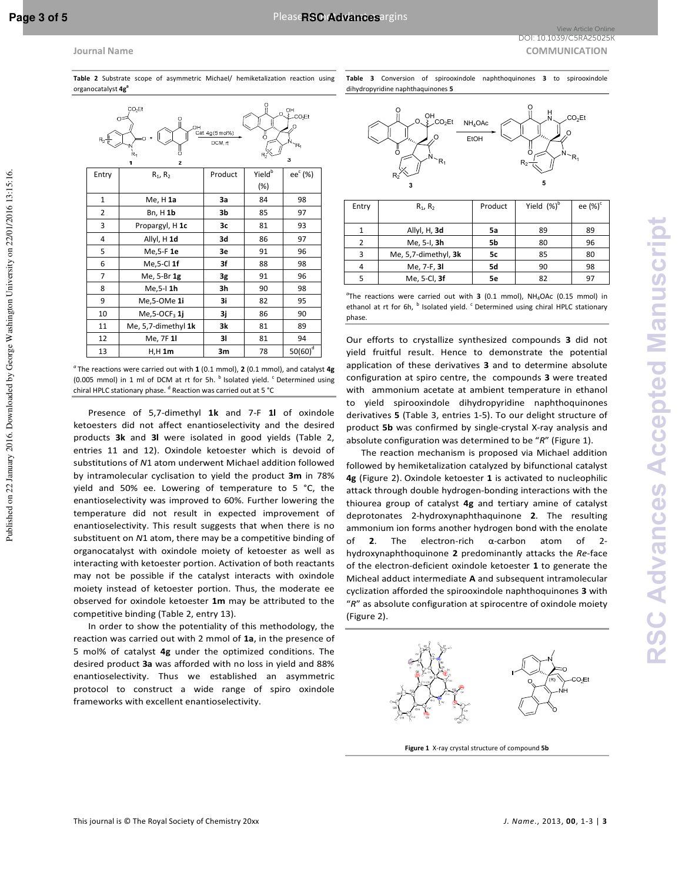**Table 2** Substrate scope of asymmetric Michael/ hemiketalization reaction using organocatalyst **4g**[a]

| Entry | $R_1$, $R_2$ | Product | Yield[b] (%) | ee[c] (%) |
|---|---|---|---|---|
| 1 | Me, H **1a** | **3a** | 84 | 98 |
| 2 | Bn, H **1b** | **3b** | 85 | 97 |
| 3 | Propargyl, H **1c** | **3c** | 81 | 93 |
| 4 | Allyl, H **1d** | **3d** | 86 | 97 |
| 5 | Me,5-F **1e** | **3e** | 91 | 96 |
| 6 | Me,5-Cl **1f** | **3f** | 88 | 98 |
| 7 | Me, 5-Br **1g** | **3g** | 91 | 96 |
| 8 | Me,5-I **1h** | **3h** | 90 | 98 |
| 9 | Me,5-OMe **1i** | **3i** | 82 | 95 |
| 10 | Me,5-$OCF_3$ **1j** | **3j** | 86 | 90 |
| 11 | Me, 5,7-dimethyl **1k** | **3k** | 81 | 89 |
| 12 | Me, 7F **1l** | **3l** | 81 | 94 |
| 13 | H,H **1m** | **3m** | 78 | 50(60)[d] |

[a] The reactions were carried out with **1** (0.1 mmol), **2** (0.1 mmol), and catalyst **4g** (0.005 mmol) in 1 ml of DCM at rt for 5h. [b] Isolated yield. [c] Determined using chiral HPLC stationary phase. [d] Reaction was carried out at 5 °C

Presence of 5,7-dimethyl **1k** and 7-F **1l** of oxindole ketoesters did not affect enantioselectivity and the desired products **3k** and **3l** were isolated in good yields (Table 2, entries 11 and 12). Oxindole ketoester which is devoid of substitutions of *N*1 atom underwent Michael addition followed by intramolecular cyclisation to yield the product **3m** in 78% yield and 50% ee. Lowering of temperature to 5 °C, the enantioselectivity was improved to 60%. Further lowering the temperature did not result in expected improvement of enantioselectivity. This result suggests that when there is no substituent on *N*1 atom, there may be a competitive binding of organocatalyst with oxindole moiety of ketoester as well as interacting with ketoester portion. Activation of both reactants may not be possible if the catalyst interacts with oxindole moiety instead of ketoester portion. Thus, the moderate ee observed for oxindole ketoester **1m** may be attributed to the competitive binding (Table 2, entry 13).

In order to show the potentiality of this methodology, the reaction was carried out with 2 mmol of **1a**, in the presence of 5 mol% of catalyst **4g** under the optimized conditions. The desired product **3a** was afforded with no loss in yield and 88% enantioselectivity. Thus we established an asymmetric protocol to construct a wide range of spiro oxindole frameworks with excellent enantioselectivity.

**Table 3** Conversion of spirooxindole naphthoquinones **3** to spirooxindole dihydropyridine naphthaquinones **5**

| Entry | $R_1$, $R_2$ | Product | Yield (%)[b] | ee (%)[c] |
|---|---|---|---|---|
| 1 | Allyl, H, **3d** | **5a** | 89 | 89 |
| 2 | Me, 5-I, **3h** | **5b** | 80 | 96 |
| 3 | Me, 5,7-dimethyl, **3k** | **5c** | 85 | 80 |
| 4 | Me, 7-F, **3l** | **5d** | 90 | 98 |
| 5 | Me, 5-Cl, **3f** | **5e** | 82 | 97 |

[a] The reactions were carried out with **3** (0.1 mmol), $NH_4OAc$ (0.15 mmol) in ethanol at rt for 6h, [b] Isolated yield. [c] Determined using chiral HPLC stationary phase.

Our efforts to crystallize synthesized compounds **3** did not yield fruitful result. Hence to demonstrate the potential application of these derivatives **3** and to determine absolute configuration at spiro centre, the compounds **3** were treated with ammonium acetate at ambient temperature in ethanol to yield spirooxindole dihydropyridine naphthoquinones derivatives **5** (Table 3, entries 1-5). To our delight structure of product **5b** was confirmed by single-crystal X-ray analysis and absolute configuration was determined to be "*R*" (Figure 1).

The reaction mechanism is proposed via Michael addition followed by hemiketalization catalyzed by bifunctional catalyst **4g** (Figure 2). Oxindole ketoester **1** is activated to nucleophilic attack through double hydrogen-bonding interactions with the thiourea group of catalyst **4g** and tertiary amine of catalyst deprotonates 2-hydroxynaphthaquinone **2**. The resulting ammonium ion forms another hydrogen bond with the enolate of **2**. The electron-rich α-carbon atom of 2-hydroxynaphthoquinone **2** predominantly attacks the *Re*-face of the electron-deficient oxindole ketoester **1** to generate the Micheal adduct intermediate **A** and subsequent intramolecular cyclization afforded the spirooxindole naphthoquinones **3** with "*R*" as absolute configuration at spirocentre of oxindole moiety (Figure 2).

**Figure 1** X-ray crystal structure of compound **5b**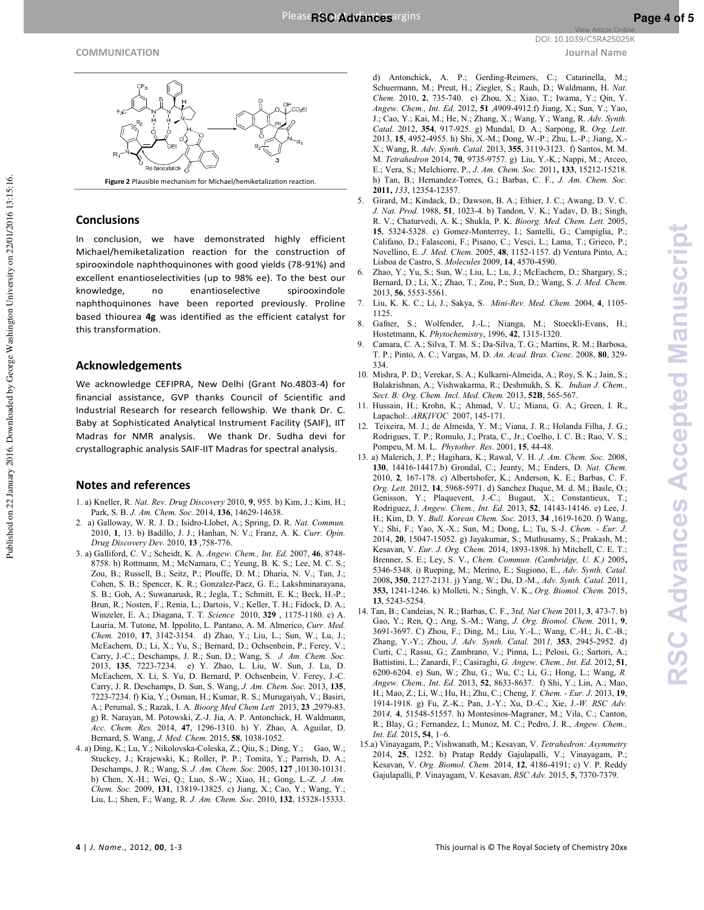Figure 2 Plausible mechanism for Michael/hemiketalization reaction.

## Conclusions

In conclusion, we have demonstrated highly efficient Michael/hemiketalization reaction for the construction of spirooxindole naphthoquinones with good yields (78-91%) and excellent enantioselectivities (up to 98% ee). To the best our knowledge, no enantioselective spirooxindole naphthoquinones have been reported previously. Proline based thiourea **4g** was identified as the efficient catalyst for this transformation.

## Acknowledgements

We acknowledge CEFIPRA, New Delhi (Grant No.4803-4) for financial assistance, GVP thanks Council of Scientific and Industrial Research for research fellowship. We thank Dr. C. Baby at Sophisticated Analytical Instrument Facility (SAIF), IIT Madras for NMR analysis. We thank Dr. Sudha devi for crystallographic analysis SAIF-IIT Madras for spectral analysis.

## Notes and references

1. a) Kneller, R. *Nat. Rev. Drug Discovery* 2010, **9**, 955. b) Kim, J.; Kim, H.; Park, S. B. *J. Am. Chem. Soc.* 2014, **136**, 14629-14638.
2. a) Galloway, W. R. J. D.; Isidro-Llobet, A.; Spring, D. R. *Nat. Commun.* 2010, **1**, 13. b) Badillo, J. J.; Hanhan, N. V.; Franz, A. K. *Curr. Opin. Drug Discovery Dev.* 2010, **13** ,758-776.
3. a) Galliford, C. V.; Scheidt, K. A. *Angew. Chem., Int. Ed.* 2007, **46**, 8748-8758. b) Rottmann, M.; McNamara, C.; Yeung, B. K. S.; Lee, M. C. S.; Zou, B.; Russell, B.; Seitz, P.; Plouffe, D. M.; Dharia, N. V.; Tan, J.; Cohen, S. B.; Spencer, K. R.; Gonzalez-Paez, G. E.; Lakshminarayana, S. B.; Goh, A.; Suwanarusk, R.; Jegla, T.; Schmitt, E. K.; Beck, H.-P.; Brun, R.; Nosten, F.; Renia, L.; Dartois, V.; Keller, T. H.; Fidock, D. A.; Winzeler, E. A.; Diagana, T. T. *Science* 2010, **329** , 1175-1180. c) A. Lauria, M. Tutone, M. Ippolito, L. Pantano, A. M. Almerico, *Curr. Med. Chem.* 2010, **17**, 3142-3154. d) Zhao, Y.; Liu, L.; Sun, W.; Lu, J.; McEachern, D.; Li, X.; Yu, S.; Bernard, D.; Ochsenbein, P.; Ferey, V.; Carry, J.-C.; Deschamps, J. R.; Sun, D.; Wang, S. *J. Am. Chem. Soc.* 2013, **135**, 7223-7234. e) Y. Zhao, L. Liu, W. Sun, J. Lu, D. McEachern, X. Li, S. Yu, D. Bernard, P. Ochsenbein, V. Ferey, J.-C. Carry, J. R. Deschamps, D. Sun, S. Wang, *J. Am. Chem. Soc.* 2013, **135**, 7223-7234. f) Kia, Y.; Osman, H.; Kumar, R. S.; Murugaiyah, V.; Basiri, A.; Perumal, S.; Razak, I. A. *Bioorg Med Chem Lett* 2013, **23** ,2979-83. g) R. Narayan, M. Potowski, Z.-J. Jia, A. P. Antonchick, H. Waldmann, *Acc. Chem. Res.* 2014, **47**, 1296-1310. h) Y. Zhao, A. Aguilar, D. Bernard, S. Wang, *J. Med. Chem.* 2015, **58**, 1038-1052.
4. a) Ding, K.; Lu, Y.; Nikolovska-Coleska, Z.; Qiu, S.; Ding, Y.; Gao, W.; Stuckey, J.; Krajewski, K.; Roller, P. P.; Tomita, Y.; Parrish, D. A.; Deschamps, J. R.; Wang, S. *J. Am. Chem. Soc.* 2005, **127** ,10130-10131. b) Chen, X.-H.; Wei, Q.; Luo, S.-W.; Xiao, H.; Gong, L.-Z. *J. Am. Chem. Soc.* 2009, **131**, 13819-13825. c) Jiang, X.; Cao, Y.; Wang, Y.; Liu, L.; Shen, F.; Wang, R. *J. Am. Chem. Soc.* 2010, **132**, 15328-15333. d) Antonchick, A. P.; Gerding-Reimers, C.; Catarinella, M.; Schuermann, M.; Preut, H.; Ziegler, S.; Rauh, D.; Waldmann, H. *Nat. Chem.* 2010, **2**, 735-740. e) Zhou, X.; Xiao, T.; Iwama, Y.; Qin, Y. *Angew. Chem., Int. Ed.* 2012, **51** ,4909-4912.f) Jiang, X.; Sun, Y.; Yao, J.; Cao, Y.; Kai, M.; He, N.; Zhang, X.; Wang, Y.; Wang, R. *Adv. Synth. Catal.* 2012, **354**, 917-925. g) Mundal, D. A.; Sarpong, R. *Org. Lett.* 2013, **15**, 4952-4955. h) Shi, X.-M.; Dong, W.-P.; Zhu, L.-P.; Jiang, X.-X.; Wang, R. *Adv. Synth. Catal.* 2013, **355**, 3119-3123. f) Santos, M. M. M. *Tetrahedron* 2014, **70**, 9735-9757. g) Liu, Y.-K.; Nappi, M.; Arceo, E.; Vera, S.; Melchiorre, P., *J. Am. Chem. Soc.* 2011, **133**, 15212-15218. h) Tan, B.; Hernandez-Torres, G.; Barbas, C. F., *J. Am. Chem. Soc.* **2011,** *133*, 12354-12357.
5. Girard, M.; Kindack, D.; Dawson, B. A.; Ethier, J. C.; Awang, D. V. C. *J. Nat. Prod.* 1988, **51**, 1023-4. b) Tandon, V. K.; Yadav, D. B.; Singh, R. V.; Chaturvedi, A. K.; Shukla, P. K. *Bioorg. Med. Chem. Lett.* 2005, **15**, 5324-5328. c) Gomez-Monterrey, I.; Santelli, G.; Campiglia, P.; Califano, D.; Falasconi, F.; Pisano, C.; Vesci, L.; Lama, T.; Grieco, P.; Novellino, E. *J. Med. Chem.* 2005, **48**, 1152-1157. d) Ventura Pinto, A.; Lisboa de Castro, S. *Molecules* 2009, **14**, 4570-4590.
6. Zhao, Y.; Yu, S.; Sun, W.; Liu, L.; Lu, J.; McEachern, D.; Shargary, S.; Bernard, D.; Li, X.; Zhao, T.; Zou, P.; Sun, D.; Wang, S. *J. Med. Chem.* 2013, **56**, 5553-5561.
7. Liu, K. K. C.; Li, J.; Sakya, S. *Mini-Rev. Med. Chem.* 2004, **4**, 1105-1125.
8. Gafner, S.; Wolfender, J.-L.; Nianga, M.; Stoeckli-Evans, H.; Hostetmann, K. *Phytochemistry*, 1996, **42**, 1315-1320.
9. Camara, C. A.; Silva, T. M. S.; Da-Silva, T. G.; Martins, R. M.; Barbosa, T. P.; Pinto, A. C.; Vargas, M. D. *An. Acad. Bras. Cienc.* 2008, **80**, 329-334.
10. Mishra, P. D.; Verekar, S. A.; Kulkarni-Almeida, A.; Roy, S. K.; Jain, S.; Balakrishnan, A.; Vishwakarma, R.; Deshmukh, S. K. *Indian J. Chem., Sect. B: Org. Chem. Incl. Med. Chem.* 2013, **52B**, 565-567.
11. Hussain, H.; Krohn, K.; Ahmad, V. U.; Miana, G. A.; Green, I. R., Lapachol:. *ARKIVOC* 2007, 145-171.
12. Teixeira, M. J.; de Almeida, Y. M.; Viana, J. R.; Holanda Filha, J. G.; Rodrigues, T. P.; Romulo, J.; Prata, C., Jr.; Coelho, I. C. B.; Rao, V. S.; Pompeu, M. M. L. *Phytother. Res.* 2001, **15**, 44-48.
13. a) Malerich, J. P.; Hagihara, K.; Rawal, V. H. *J. Am. Chem. Soc.* 2008, **130**, 14416-14417.b) Grondal, C.; Jeanty, M.; Enders, D. *Nat. Chem.* 2010, **2**, 167-178. c) Albertshofer, K.; Anderson, K. E.; Barbas, C. F. *Org. Lett.* 2012, **14**, 5968-5971. d) Sanchez Duque, M. d. M.; Basle, O.; Genisson, Y.; Plaquevent, J.-C.; Bugaut, X.; Constantieux, T.; Rodriguez, J. *Angew. Chem., Int. Ed.* 2013, **52**, 14143-14146. e) Lee, J. H.; Kim, D. Y. *Bull. Korean Chem. Soc.* 2013, **34** ,1619-1620. f) Wang, Y.; Shi, F.; Yao, X.-X.; Sun, M.; Dong, L.; Tu, S.-J. *Chem. - Eur. J.* 2014, **20**, 15047-15052. g) Jayakumar, S.; Muthusamy, S.; Prakash, M.; Kesavan, V. *Eur. J. Org. Chem.* 2014, 1893-1898. h) Mitchell, C. E. T.; Brenner, S. E.; Ley, S. V., *Chem. Commun. (Cambridge, U. K.)* 2005**,** 5346-5348. i) Rueping, M.; Merino, E.; Sugiono, E., *Adv. Synth. Catal.* 2008**,** 350, 2127-2131. j) Yang, W.; Du, D.-M., *Adv. Synth. Catal.* 2011, **353,** 1241-1246. k) Molleti, N.; Singh, V. K., *Org. Biomol. Chem.* 2015, **13**, 5243-5254.
14. Tan, B.; Candeias, N. R.; Barbas, C. F., 3r*d, Nat Chem* 2011, **3**, 473-7. b) Gao, Y.; Ren, Q.; Ang, S.-M.; Wang, *J. Org. Biomol. Chem.* 2011, **9**, 3691-3697. C) Zhou, F.; Ding, M.; Liu, Y.-L.; Wang, C.-H.; Ji, C.-B.; Zhang, Y.-Y.; Zhou, *J. Adv. Synth. Catal.* 201*1,* **353**, 2945-2952. d) Curti, C.; Rassu, G.; Zambrano, V.; Pinna, L.; Pelosi, G.; Sartori, A.; Battistini, L.; Zanardi, F.; Casiraghi, *G. Angew. Chem., Int. Ed*. 2012, **51**, 6200-6204. e) Sun, W.; Zhu, G.; Wu, C.; Li, G.; Hong, L.; Wang, *R. Angew. Chem., Int. Ed.* 2013, **52**, 8633-8637. f) Shi, Y.; Lin, A.; Mao, H.; Mao, Z.; Li, W.; Hu, H.; Zhu, C.; Cheng, *Y. Chem. - Eur. J*. 2013, **19**, 1914-1918. g) Fu, Z.-K.; Pan, J.-Y.; Xu, D.-C.; Xie, J.-*W. RSC Adv.* 201*4,* **4**, 51548-51557. h) Montesinos-Magraner, M.; Vila, C.; Canton, R.; Blay, G.; Fernandez, I.; Munoz, M. C.; Pedro, J. R., *Angew. Chem., Int. Ed.* 2015**, 54**, 1–6.
15. a) Vinayagam, P.; Vishwanath, M.; Kesavan, V. *Tetrahedron: Asymmetry* 2014, **25**, 1252. b) Pratap Reddy Gajulapalli, V.; Vinayagam, P.; Kesavan, V. *Org. Biomol. Chem.* 2014, **12**, 4186-4191; c) V. P. Reddy Gajulapalli, P. Vinayagam, V. Kesavan, *RSC Adv.* 2015, **5**, 7370-7379.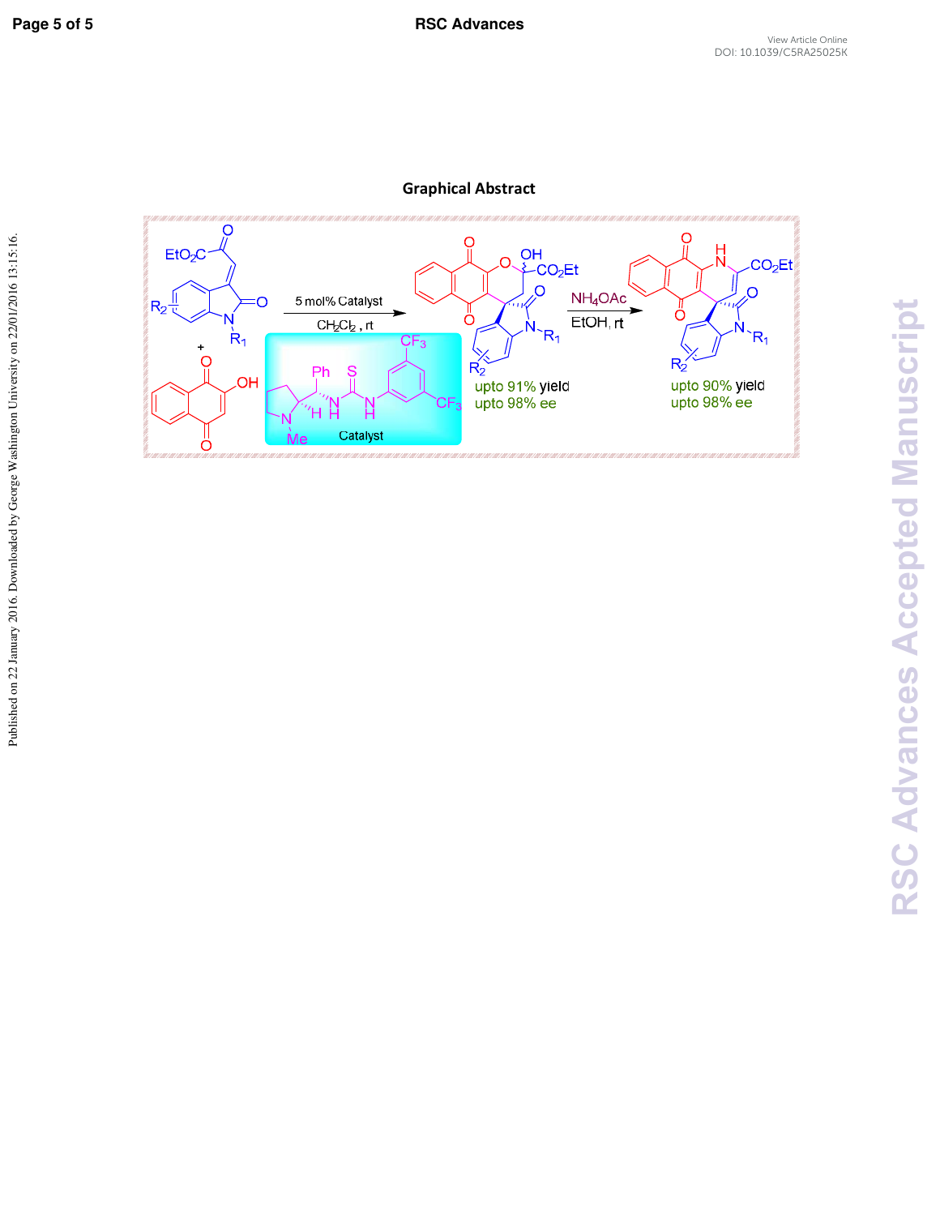## Graphical Abstract

5 mol% Catalyst

$CH_2Cl_2$ , rt

Catalyst

$NH_4OAc$

EtOH, rt

upto 91% yield
upto 98% ee

upto 90% yield
upto 98% ee